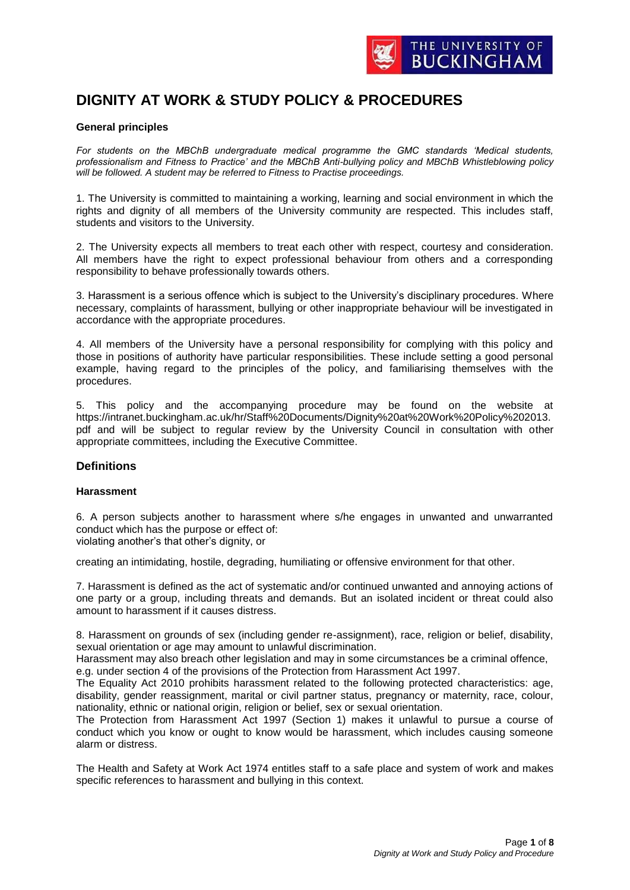# DIGNITY AT WORK & STUDY POLICY & PROCEDURES

**General principles**

*For students on the MBChB undergraduate medical programme the GMC standards 'Medical students, professionalism and Fitness to Practice' and the MBChB Anti-bullying policy and MBChB Whistleblowing policy will be followed. A student may be referred to Fitness to Practise proceedings.*

1. The University is committed to maintaining a working, learning and social environment in which the rights and dignity of all members of the University community are respected. This includes staff, students and visitors to the University.

2. The University expects all members to treat each other with respect, courtesy and consideration. All members have the right to expect professional behaviour from others and a corresponding responsibility to behave professionally towards others.

3. Harassment is a serious offence which is subject to the University's disciplinary procedures. Where necessary, complaints of harassment, bullying or other inappropriate behaviour will be investigated in accordance with the appropriate procedures.

4. All members of the University have a personal responsibility for complying with this policy and those in positions of authority have particular responsibilities. These include setting a good personal example, having regard to the principles of the policy, and familiarising themselves with the procedures.

5. This policy and the accompanying procedure may be found on the website at https://intranet.buckingham.ac.uk/hr/Staff%20Documents/Dignity%20at%20Work%20Policy%202013.pdf and will be subject to regular review by the University Council in consultation with other appropriate committees, including the Executive Committee.

## Definitions

**Harassment**

6. A person subjects another to harassment where s/he engages in unwanted and unwarranted conduct which has the purpose or effect of:
violating another's that other's dignity, or

creating an intimidating, hostile, degrading, humiliating or offensive environment for that other.

7. Harassment is defined as the act of systematic and/or continued unwanted and annoying actions of one party or a group, including threats and demands. But an isolated incident or threat could also amount to harassment if it causes distress.

8. Harassment on grounds of sex (including gender re-assignment), race, religion or belief, disability, sexual orientation or age may amount to unlawful discrimination.
Harassment may also breach other legislation and may in some circumstances be a criminal offence, e.g. under section 4 of the provisions of the Protection from Harassment Act 1997.
The Equality Act 2010 prohibits harassment related to the following protected characteristics: age, disability, gender reassignment, marital or civil partner status, pregnancy or maternity, race, colour, nationality, ethnic or national origin, religion or belief, sex or sexual orientation.
The Protection from Harassment Act 1997 (Section 1) makes it unlawful to pursue a course of conduct which you know or ought to know would be harassment, which includes causing someone alarm or distress.

The Health and Safety at Work Act 1974 entitles staff to a safe place and system of work and makes specific references to harassment and bullying in this context.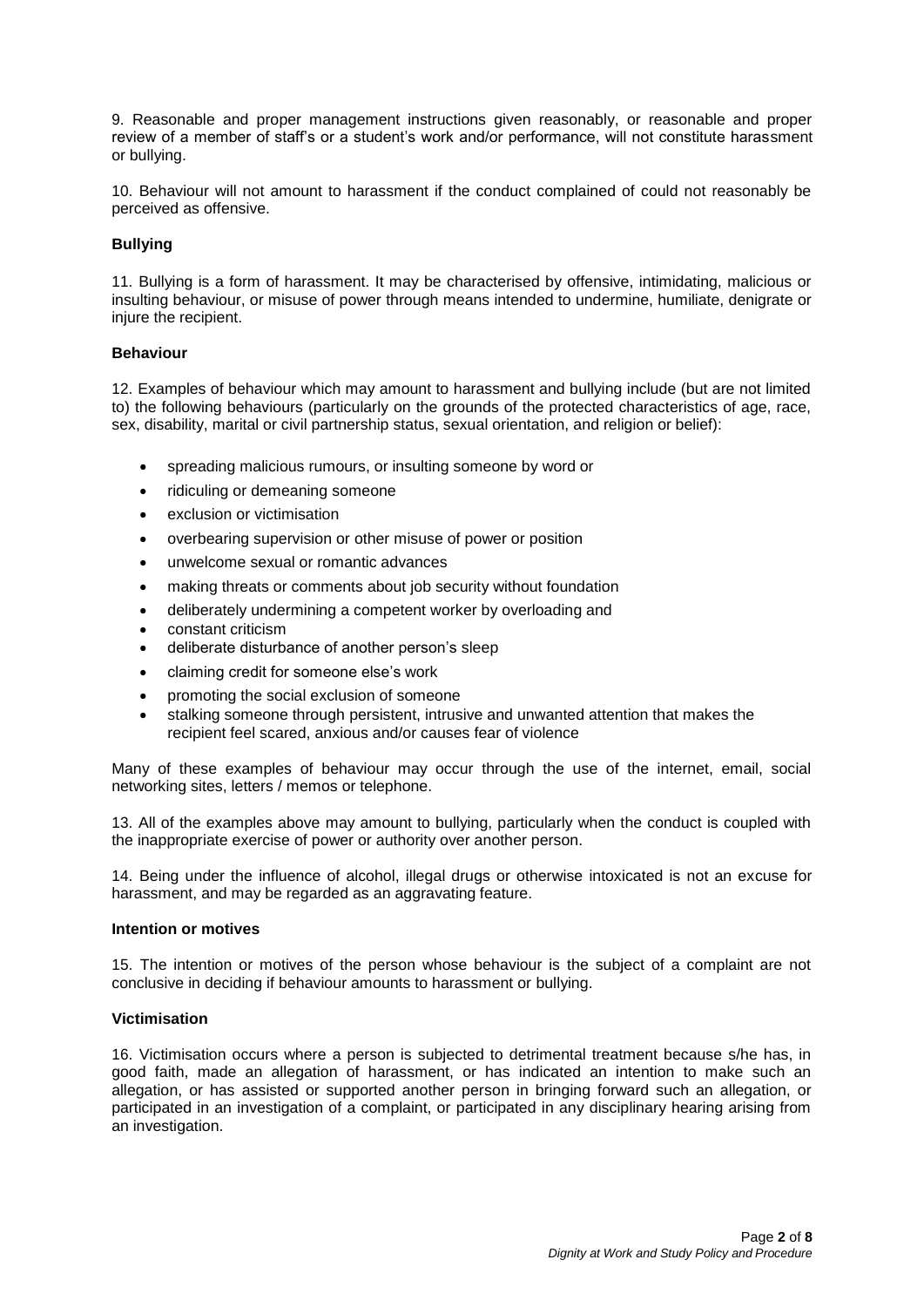9. Reasonable and proper management instructions given reasonably, or reasonable and proper review of a member of staff's or a student's work and/or performance, will not constitute harassment or bullying.

10. Behaviour will not amount to harassment if the conduct complained of could not reasonably be perceived as offensive.

**Bullying**

11. Bullying is a form of harassment. It may be characterised by offensive, intimidating, malicious or insulting behaviour, or misuse of power through means intended to undermine, humiliate, denigrate or injure the recipient.

**Behaviour**

12. Examples of behaviour which may amount to harassment and bullying include (but are not limited to) the following behaviours (particularly on the grounds of the protected characteristics of age, race, sex, disability, marital or civil partnership status, sexual orientation, and religion or belief):

- spreading malicious rumours, or insulting someone by word or
- ridiculing or demeaning someone
- exclusion or victimisation
- overbearing supervision or other misuse of power or position
- unwelcome sexual or romantic advances
- making threats or comments about job security without foundation
- deliberately undermining a competent worker by overloading and
- constant criticism
- deliberate disturbance of another person's sleep
- claiming credit for someone else's work
- promoting the social exclusion of someone
- stalking someone through persistent, intrusive and unwanted attention that makes the recipient feel scared, anxious and/or causes fear of violence

Many of these examples of behaviour may occur through the use of the internet, email, social networking sites, letters / memos or telephone.

13. All of the examples above may amount to bullying, particularly when the conduct is coupled with the inappropriate exercise of power or authority over another person.

14. Being under the influence of alcohol, illegal drugs or otherwise intoxicated is not an excuse for harassment, and may be regarded as an aggravating feature.

**Intention or motives**

15. The intention or motives of the person whose behaviour is the subject of a complaint are not conclusive in deciding if behaviour amounts to harassment or bullying.

**Victimisation**

16. Victimisation occurs where a person is subjected to detrimental treatment because s/he has, in good faith, made an allegation of harassment, or has indicated an intention to make such an allegation, or has assisted or supported another person in bringing forward such an allegation, or participated in an investigation of a complaint, or participated in any disciplinary hearing arising from an investigation.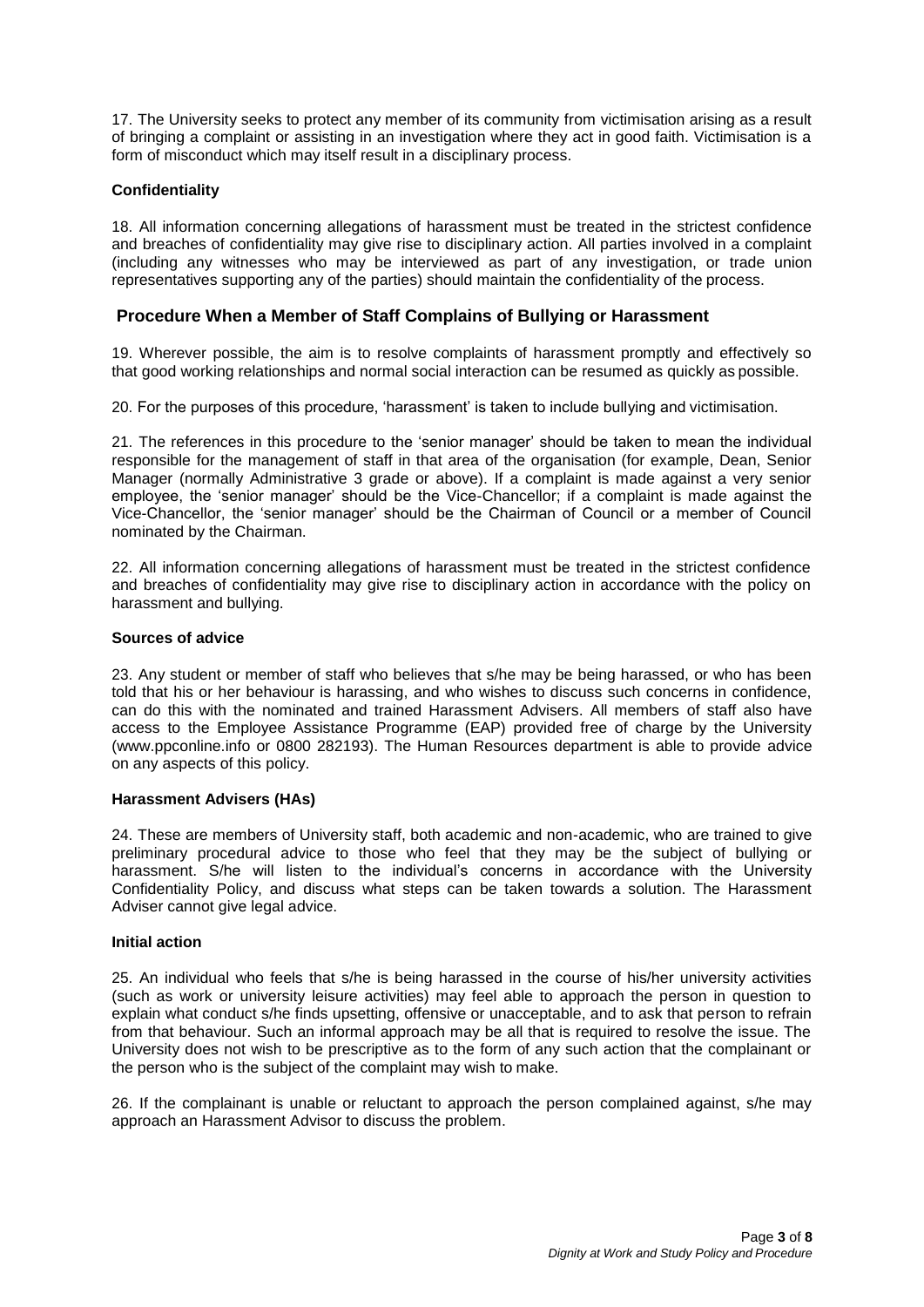17. The University seeks to protect any member of its community from victimisation arising as a result of bringing a complaint or assisting in an investigation where they act in good faith. Victimisation is a form of misconduct which may itself result in a disciplinary process.

### Confidentiality

18. All information concerning allegations of harassment must be treated in the strictest confidence and breaches of confidentiality may give rise to disciplinary action. All parties involved in a complaint (including any witnesses who may be interviewed as part of any investigation, or trade union representatives supporting any of the parties) should maintain the confidentiality of the process.

## Procedure When a Member of Staff Complains of Bullying or Harassment

19. Wherever possible, the aim is to resolve complaints of harassment promptly and effectively so that good working relationships and normal social interaction can be resumed as quickly as possible.

20. For the purposes of this procedure, 'harassment' is taken to include bullying and victimisation.

21. The references in this procedure to the 'senior manager' should be taken to mean the individual responsible for the management of staff in that area of the organisation (for example, Dean, Senior Manager (normally Administrative 3 grade or above). If a complaint is made against a very senior employee, the 'senior manager' should be the Vice-Chancellor; if a complaint is made against the Vice-Chancellor, the 'senior manager' should be the Chairman of Council or a member of Council nominated by the Chairman.

22. All information concerning allegations of harassment must be treated in the strictest confidence and breaches of confidentiality may give rise to disciplinary action in accordance with the policy on harassment and bullying.

### Sources of advice

23. Any student or member of staff who believes that s/he may be being harassed, or who has been told that his or her behaviour is harassing, and who wishes to discuss such concerns in confidence, can do this with the nominated and trained Harassment Advisers. All members of staff also have access to the Employee Assistance Programme (EAP) provided free of charge by the University (www.ppconline.info or 0800 282193). The Human Resources department is able to provide advice on any aspects of this policy.

### Harassment Advisers (HAs)

24. These are members of University staff, both academic and non-academic, who are trained to give preliminary procedural advice to those who feel that they may be the subject of bullying or harassment. S/he will listen to the individual's concerns in accordance with the University Confidentiality Policy, and discuss what steps can be taken towards a solution. The Harassment Adviser cannot give legal advice.

### Initial action

25. An individual who feels that s/he is being harassed in the course of his/her university activities (such as work or university leisure activities) may feel able to approach the person in question to explain what conduct s/he finds upsetting, offensive or unacceptable, and to ask that person to refrain from that behaviour. Such an informal approach may be all that is required to resolve the issue. The University does not wish to be prescriptive as to the form of any such action that the complainant or the person who is the subject of the complaint may wish to make.

26. If the complainant is unable or reluctant to approach the person complained against, s/he may approach an Harassment Advisor to discuss the problem.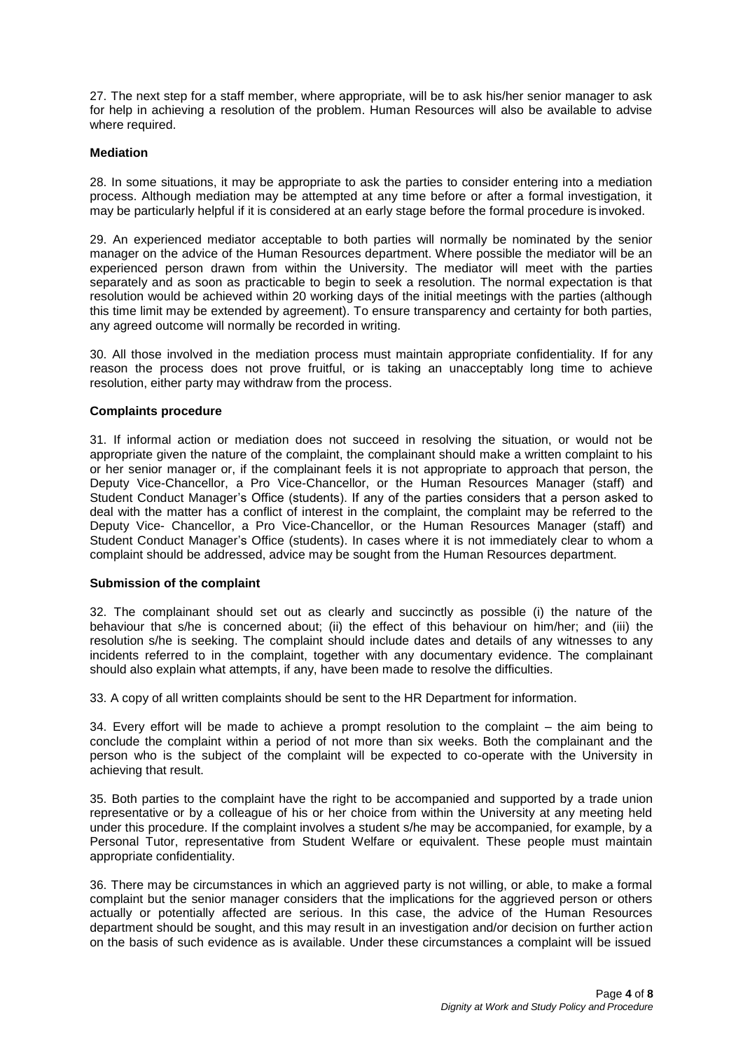27. The next step for a staff member, where appropriate, will be to ask his/her senior manager to ask for help in achieving a resolution of the problem. Human Resources will also be available to advise where required.

**Mediation**

28. In some situations, it may be appropriate to ask the parties to consider entering into a mediation process. Although mediation may be attempted at any time before or after a formal investigation, it may be particularly helpful if it is considered at an early stage before the formal procedure is invoked.

29. An experienced mediator acceptable to both parties will normally be nominated by the senior manager on the advice of the Human Resources department. Where possible the mediator will be an experienced person drawn from within the University. The mediator will meet with the parties separately and as soon as practicable to begin to seek a resolution. The normal expectation is that resolution would be achieved within 20 working days of the initial meetings with the parties (although this time limit may be extended by agreement). To ensure transparency and certainty for both parties, any agreed outcome will normally be recorded in writing.

30. All those involved in the mediation process must maintain appropriate confidentiality. If for any reason the process does not prove fruitful, or is taking an unacceptably long time to achieve resolution, either party may withdraw from the process.

**Complaints procedure**

31. If informal action or mediation does not succeed in resolving the situation, or would not be appropriate given the nature of the complaint, the complainant should make a written complaint to his or her senior manager or, if the complainant feels it is not appropriate to approach that person, the Deputy Vice-Chancellor, a Pro Vice-Chancellor, or the Human Resources Manager (staff) and Student Conduct Manager's Office (students). If any of the parties considers that a person asked to deal with the matter has a conflict of interest in the complaint, the complaint may be referred to the Deputy Vice- Chancellor, a Pro Vice-Chancellor, or the Human Resources Manager (staff) and Student Conduct Manager's Office (students). In cases where it is not immediately clear to whom a complaint should be addressed, advice may be sought from the Human Resources department.

**Submission of the complaint**

32. The complainant should set out as clearly and succinctly as possible (i) the nature of the behaviour that s/he is concerned about; (ii) the effect of this behaviour on him/her; and (iii) the resolution s/he is seeking. The complaint should include dates and details of any witnesses to any incidents referred to in the complaint, together with any documentary evidence. The complainant should also explain what attempts, if any, have been made to resolve the difficulties.

33. A copy of all written complaints should be sent to the HR Department for information.

34. Every effort will be made to achieve a prompt resolution to the complaint – the aim being to conclude the complaint within a period of not more than six weeks. Both the complainant and the person who is the subject of the complaint will be expected to co-operate with the University in achieving that result.

35. Both parties to the complaint have the right to be accompanied and supported by a trade union representative or by a colleague of his or her choice from within the University at any meeting held under this procedure. If the complaint involves a student s/he may be accompanied, for example, by a Personal Tutor, representative from Student Welfare or equivalent. These people must maintain appropriate confidentiality.

36. There may be circumstances in which an aggrieved party is not willing, or able, to make a formal complaint but the senior manager considers that the implications for the aggrieved person or others actually or potentially affected are serious. In this case, the advice of the Human Resources department should be sought, and this may result in an investigation and/or decision on further action on the basis of such evidence as is available. Under these circumstances a complaint will be issued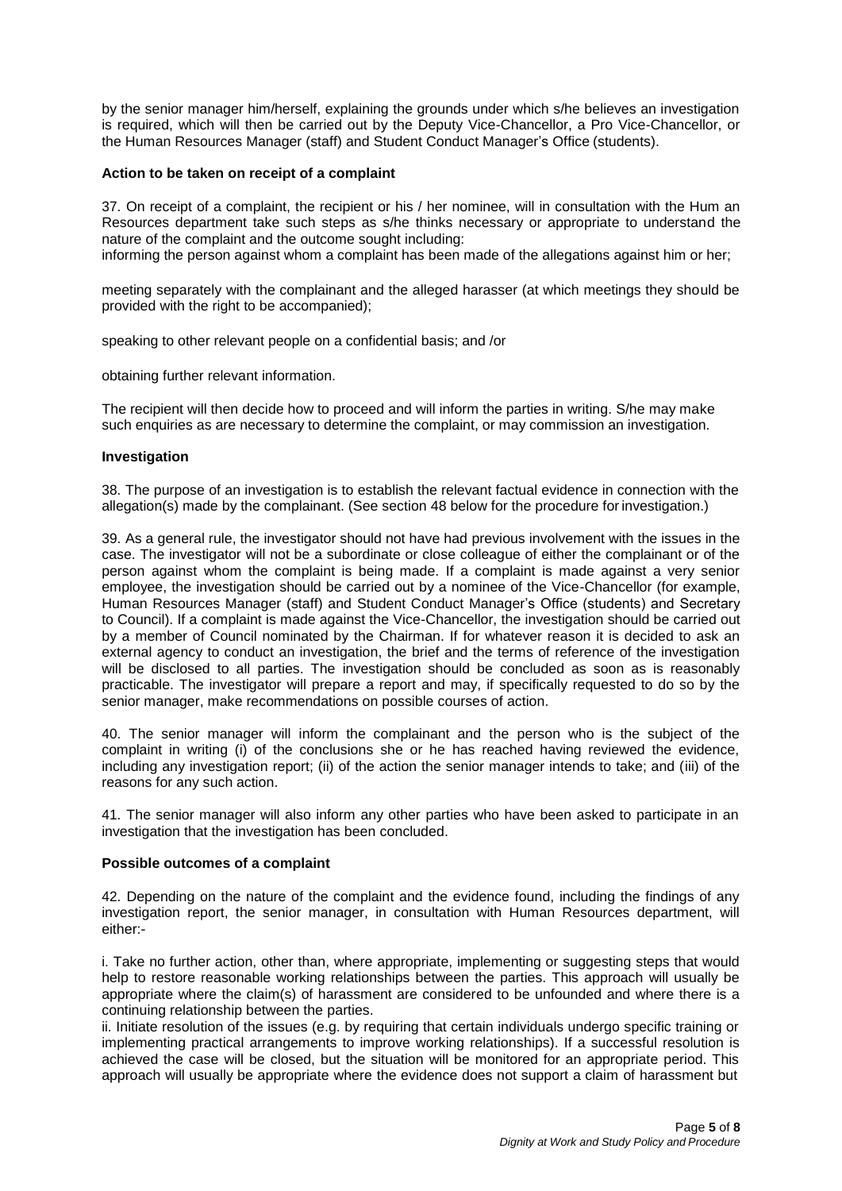by the senior manager him/herself, explaining the grounds under which s/he believes an investigation is required, which will then be carried out by the Deputy Vice-Chancellor, a Pro Vice-Chancellor, or the Human Resources Manager (staff) and Student Conduct Manager's Office (students).

**Action to be taken on receipt of a complaint**

37. On receipt of a complaint, the recipient or his / her nominee, will in consultation with the Hum an Resources department take such steps as s/he thinks necessary or appropriate to understand the nature of the complaint and the outcome sought including:
informing the person against whom a complaint has been made of the allegations against him or her;

meeting separately with the complainant and the alleged harasser (at which meetings they should be provided with the right to be accompanied);

speaking to other relevant people on a confidential basis; and /or

obtaining further relevant information.

The recipient will then decide how to proceed and will inform the parties in writing. S/he may make such enquiries as are necessary to determine the complaint, or may commission an investigation.

**Investigation**

38. The purpose of an investigation is to establish the relevant factual evidence in connection with the allegation(s) made by the complainant. (See section 48 below for the procedure for investigation.)

39. As a general rule, the investigator should not have had previous involvement with the issues in the case. The investigator will not be a subordinate or close colleague of either the complainant or of the person against whom the complaint is being made. If a complaint is made against a very senior employee, the investigation should be carried out by a nominee of the Vice-Chancellor (for example, Human Resources Manager (staff) and Student Conduct Manager's Office (students) and Secretary to Council). If a complaint is made against the Vice-Chancellor, the investigation should be carried out by a member of Council nominated by the Chairman. If for whatever reason it is decided to ask an external agency to conduct an investigation, the brief and the terms of reference of the investigation will be disclosed to all parties. The investigation should be concluded as soon as is reasonably practicable. The investigator will prepare a report and may, if specifically requested to do so by the senior manager, make recommendations on possible courses of action.

40. The senior manager will inform the complainant and the person who is the subject of the complaint in writing (i) of the conclusions she or he has reached having reviewed the evidence, including any investigation report; (ii) of the action the senior manager intends to take; and (iii) of the reasons for any such action.

41. The senior manager will also inform any other parties who have been asked to participate in an investigation that the investigation has been concluded.

**Possible outcomes of a complaint**

42. Depending on the nature of the complaint and the evidence found, including the findings of any investigation report, the senior manager, in consultation with Human Resources department, will either:-

i. Take no further action, other than, where appropriate, implementing or suggesting steps that would help to restore reasonable working relationships between the parties. This approach will usually be appropriate where the claim(s) of harassment are considered to be unfounded and where there is a continuing relationship between the parties.
ii. Initiate resolution of the issues (e.g. by requiring that certain individuals undergo specific training or implementing practical arrangements to improve working relationships). If a successful resolution is achieved the case will be closed, but the situation will be monitored for an appropriate period. This approach will usually be appropriate where the evidence does not support a claim of harassment but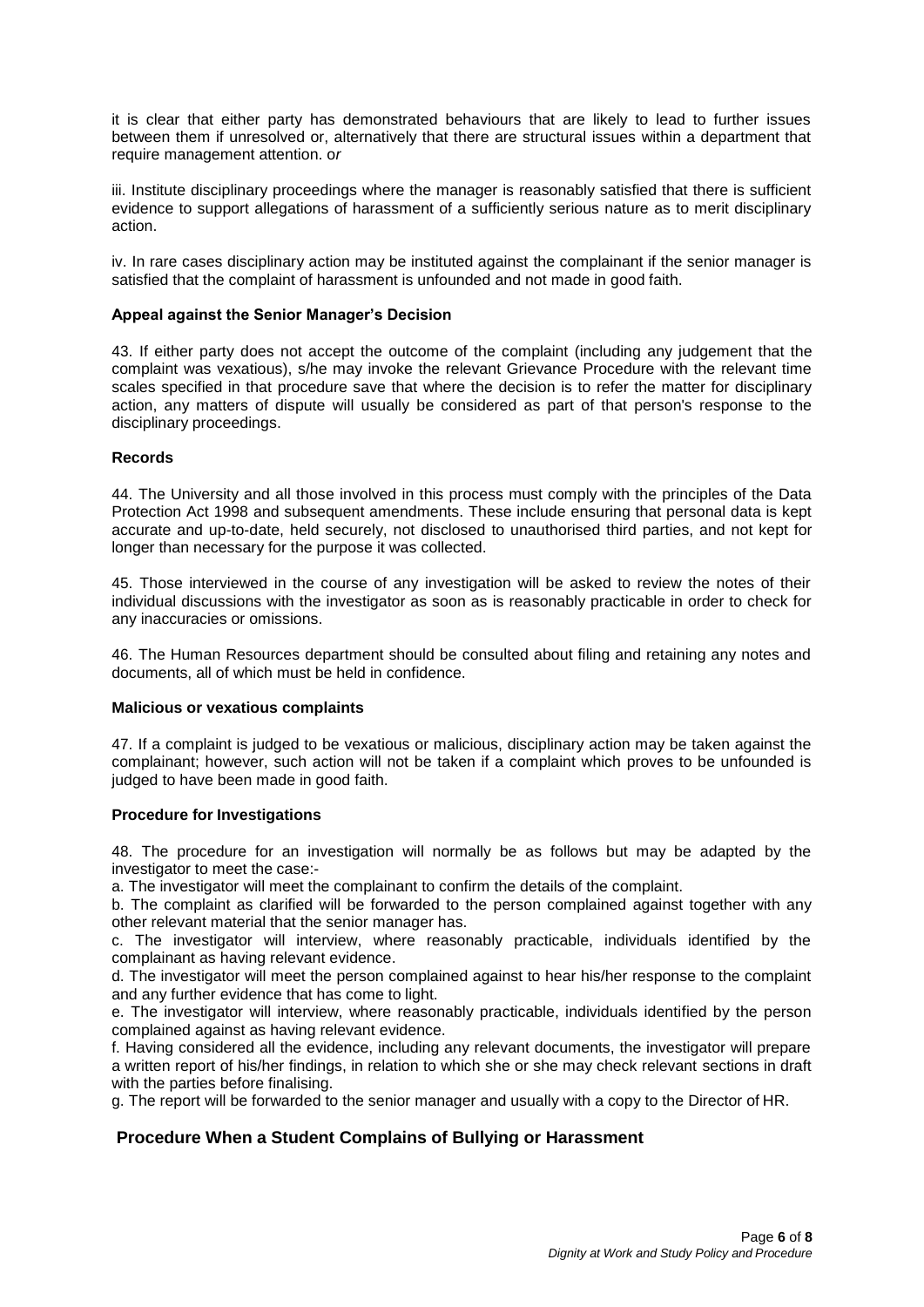it is clear that either party has demonstrated behaviours that are likely to lead to further issues between them if unresolved or, alternatively that there are structural issues within a department that require management attention. *or*

iii. Institute disciplinary proceedings where the manager is reasonably satisfied that there is sufficient evidence to support allegations of harassment of a sufficiently serious nature as to merit disciplinary action.

iv. In rare cases disciplinary action may be instituted against the complainant if the senior manager is satisfied that the complaint of harassment is unfounded and not made in good faith.

**Appeal against the Senior Manager's Decision**

43. If either party does not accept the outcome of the complaint (including any judgement that the complaint was vexatious), s/he may invoke the relevant Grievance Procedure with the relevant time scales specified in that procedure save that where the decision is to refer the matter for disciplinary action, any matters of dispute will usually be considered as part of that person's response to the disciplinary proceedings.

**Records**

44. The University and all those involved in this process must comply with the principles of the Data Protection Act 1998 and subsequent amendments. These include ensuring that personal data is kept accurate and up-to-date, held securely, not disclosed to unauthorised third parties, and not kept for longer than necessary for the purpose it was collected.

45. Those interviewed in the course of any investigation will be asked to review the notes of their individual discussions with the investigator as soon as is reasonably practicable in order to check for any inaccuracies or omissions.

46. The Human Resources department should be consulted about filing and retaining any notes and documents, all of which must be held in confidence.

**Malicious or vexatious complaints**

47. If a complaint is judged to be vexatious or malicious, disciplinary action may be taken against the complainant; however, such action will not be taken if a complaint which proves to be unfounded is judged to have been made in good faith.

**Procedure for Investigations**

48. The procedure for an investigation will normally be as follows but may be adapted by the investigator to meet the case:-

a. The investigator will meet the complainant to confirm the details of the complaint.
b. The complaint as clarified will be forwarded to the person complained against together with any other relevant material that the senior manager has.
c. The investigator will interview, where reasonably practicable, individuals identified by the complainant as having relevant evidence.
d. The investigator will meet the person complained against to hear his/her response to the complaint and any further evidence that has come to light.
e. The investigator will interview, where reasonably practicable, individuals identified by the person complained against as having relevant evidence.
f. Having considered all the evidence, including any relevant documents, the investigator will prepare a written report of his/her findings, in relation to which she or she may check relevant sections in draft with the parties before finalising.
g. The report will be forwarded to the senior manager and usually with a copy to the Director of HR.

## Procedure When a Student Complains of Bullying or Harassment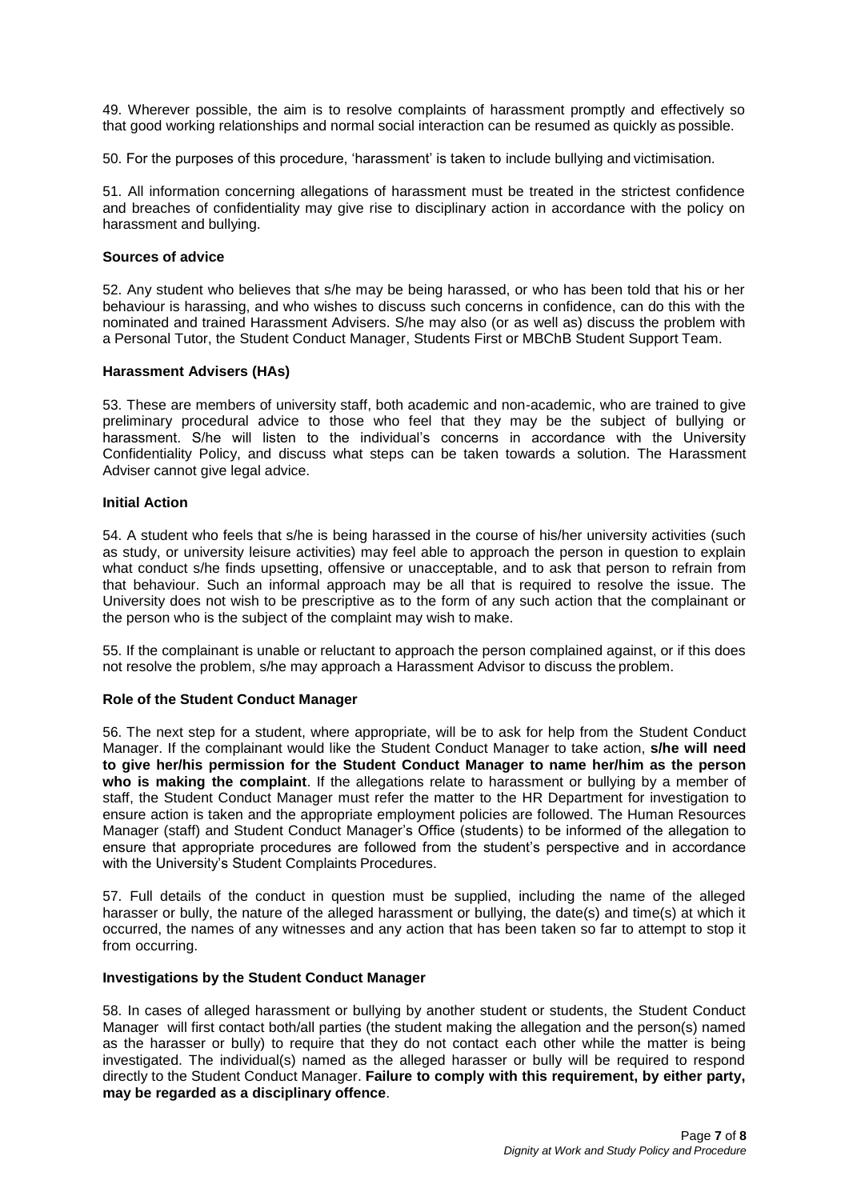49. Wherever possible, the aim is to resolve complaints of harassment promptly and effectively so that good working relationships and normal social interaction can be resumed as quickly as possible.

50. For the purposes of this procedure, 'harassment' is taken to include bullying and victimisation.

51. All information concerning allegations of harassment must be treated in the strictest confidence and breaches of confidentiality may give rise to disciplinary action in accordance with the policy on harassment and bullying.

### Sources of advice

52. Any student who believes that s/he may be being harassed, or who has been told that his or her behaviour is harassing, and who wishes to discuss such concerns in confidence, can do this with the nominated and trained Harassment Advisers. S/he may also (or as well as) discuss the problem with a Personal Tutor, the Student Conduct Manager, Students First or MBChB Student Support Team.

### Harassment Advisers (HAs)

53. These are members of university staff, both academic and non-academic, who are trained to give preliminary procedural advice to those who feel that they may be the subject of bullying or harassment. S/he will listen to the individual's concerns in accordance with the University Confidentiality Policy, and discuss what steps can be taken towards a solution. The Harassment Adviser cannot give legal advice.

### Initial Action

54. A student who feels that s/he is being harassed in the course of his/her university activities (such as study, or university leisure activities) may feel able to approach the person in question to explain what conduct s/he finds upsetting, offensive or unacceptable, and to ask that person to refrain from that behaviour. Such an informal approach may be all that is required to resolve the issue. The University does not wish to be prescriptive as to the form of any such action that the complainant or the person who is the subject of the complaint may wish to make.

55. If the complainant is unable or reluctant to approach the person complained against, or if this does not resolve the problem, s/he may approach a Harassment Advisor to discuss the problem.

### Role of the Student Conduct Manager

56. The next step for a student, where appropriate, will be to ask for help from the Student Conduct Manager. If the complainant would like the Student Conduct Manager to take action, **s/he will need to give her/his permission for the Student Conduct Manager to name her/him as the person who is making the complaint**. If the allegations relate to harassment or bullying by a member of staff, the Student Conduct Manager must refer the matter to the HR Department for investigation to ensure action is taken and the appropriate employment policies are followed. The Human Resources Manager (staff) and Student Conduct Manager's Office (students) to be informed of the allegation to ensure that appropriate procedures are followed from the student's perspective and in accordance with the University's Student Complaints Procedures.

57. Full details of the conduct in question must be supplied, including the name of the alleged harasser or bully, the nature of the alleged harassment or bullying, the date(s) and time(s) at which it occurred, the names of any witnesses and any action that has been taken so far to attempt to stop it from occurring.

### Investigations by the Student Conduct Manager

58. In cases of alleged harassment or bullying by another student or students, the Student Conduct Manager will first contact both/all parties (the student making the allegation and the person(s) named as the harasser or bully) to require that they do not contact each other while the matter is being investigated. The individual(s) named as the alleged harasser or bully will be required to respond directly to the Student Conduct Manager. **Failure to comply with this requirement, by either party, may be regarded as a disciplinary offence**.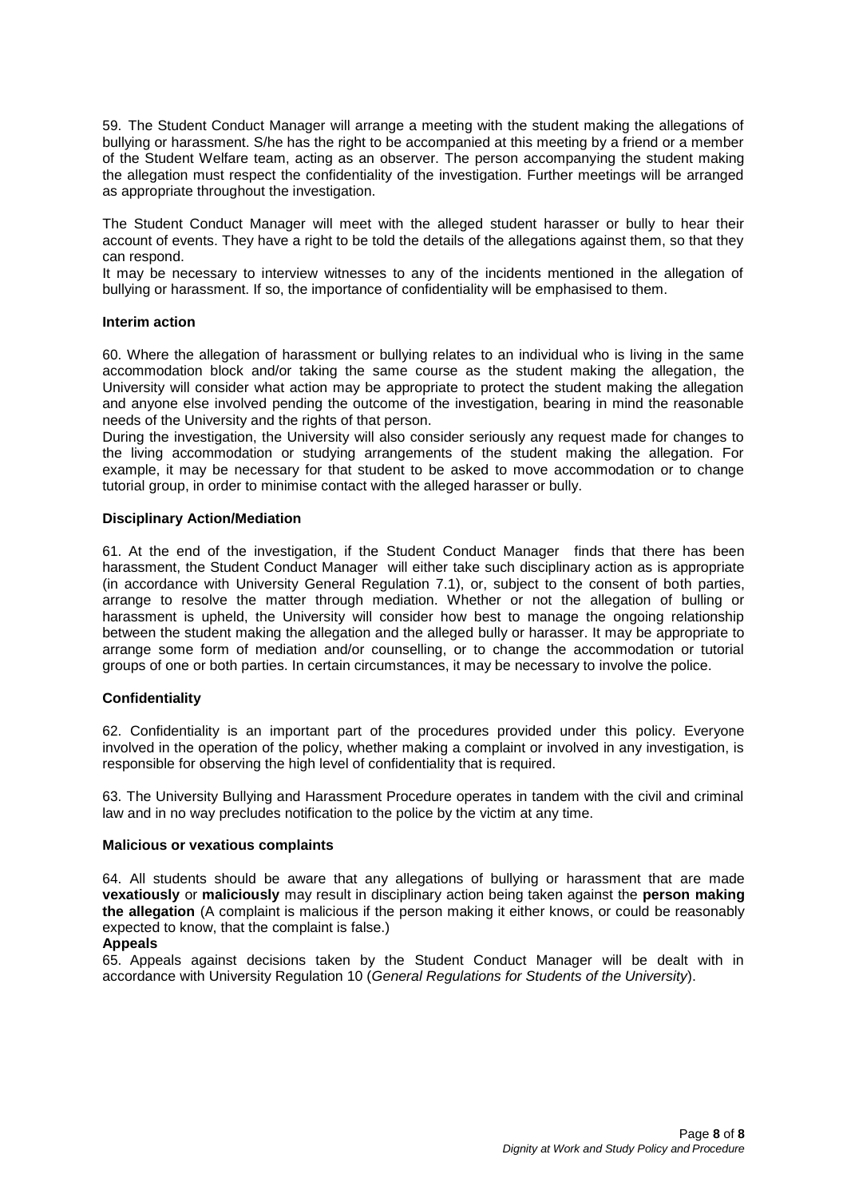59. The Student Conduct Manager will arrange a meeting with the student making the allegations of bullying or harassment. S/he has the right to be accompanied at this meeting by a friend or a member of the Student Welfare team, acting as an observer. The person accompanying the student making the allegation must respect the confidentiality of the investigation. Further meetings will be arranged as appropriate throughout the investigation.

The Student Conduct Manager will meet with the alleged student harasser or bully to hear their account of events. They have a right to be told the details of the allegations against them, so that they can respond.

It may be necessary to interview witnesses to any of the incidents mentioned in the allegation of bullying or harassment. If so, the importance of confidentiality will be emphasised to them.

**Interim action**

60. Where the allegation of harassment or bullying relates to an individual who is living in the same accommodation block and/or taking the same course as the student making the allegation, the University will consider what action may be appropriate to protect the student making the allegation and anyone else involved pending the outcome of the investigation, bearing in mind the reasonable needs of the University and the rights of that person.

During the investigation, the University will also consider seriously any request made for changes to the living accommodation or studying arrangements of the student making the allegation. For example, it may be necessary for that student to be asked to move accommodation or to change tutorial group, in order to minimise contact with the alleged harasser or bully.

**Disciplinary Action/Mediation**

61. At the end of the investigation, if the Student Conduct Manager finds that there has been harassment, the Student Conduct Manager will either take such disciplinary action as is appropriate (in accordance with University General Regulation 7.1), or, subject to the consent of both parties, arrange to resolve the matter through mediation. Whether or not the allegation of bulling or harassment is upheld, the University will consider how best to manage the ongoing relationship between the student making the allegation and the alleged bully or harasser. It may be appropriate to arrange some form of mediation and/or counselling, or to change the accommodation or tutorial groups of one or both parties. In certain circumstances, it may be necessary to involve the police.

**Confidentiality**

62. Confidentiality is an important part of the procedures provided under this policy. Everyone involved in the operation of the policy, whether making a complaint or involved in any investigation, is responsible for observing the high level of confidentiality that is required.

63. The University Bullying and Harassment Procedure operates in tandem with the civil and criminal law and in no way precludes notification to the police by the victim at any time.

**Malicious or vexatious complaints**

64. All students should be aware that any allegations of bullying or harassment that are made **vexatiously** or **maliciously** may result in disciplinary action being taken against the **person making the allegation** (A complaint is malicious if the person making it either knows, or could be reasonably expected to know, that the complaint is false.)

**Appeals**

65. Appeals against decisions taken by the Student Conduct Manager will be dealt with in accordance with University Regulation 10 (*General Regulations for Students of the University*).